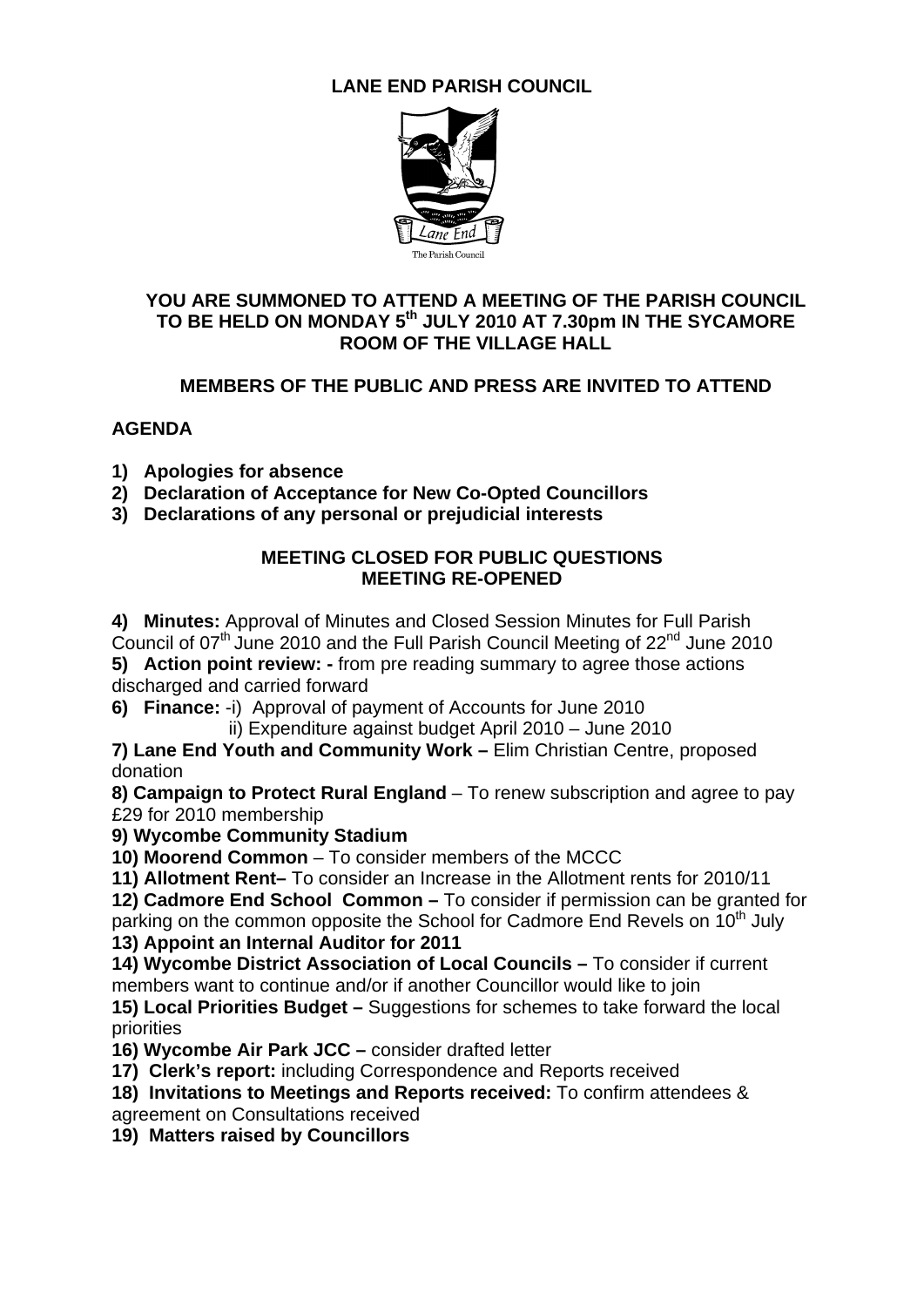# LANE END PARISH COUNCIL

Lane End

The Parish Council

**YOU ARE SUMMONED TO ATTEND A MEETING OF THE PARISH COUNCIL TO BE HELD ON MONDAY 5th JULY 2010 AT 7.30pm IN THE SYCAMORE ROOM OF THE VILLAGE HALL**

**MEMBERS OF THE PUBLIC AND PRESS ARE INVITED TO ATTEND**

## AGENDA

1) **Apologies for absence**
2) **Declaration of Acceptance for New Co-Opted Councillors**
3) **Declarations of any personal or prejudicial interests**

**MEETING CLOSED FOR PUBLIC QUESTIONS**
**MEETING RE-OPENED**

**4) Minutes:** Approval of Minutes and Closed Session Minutes for Full Parish Council of 07th June 2010 and the Full Parish Council Meeting of 22nd June 2010

**5) Action point review: -** from pre reading summary to agree those actions discharged and carried forward

**6) Finance:** -i) Approval of payment of Accounts for June 2010
ii) Expenditure against budget April 2010 – June 2010

**7) Lane End Youth and Community Work –** Elim Christian Centre, proposed donation

**8) Campaign to Protect Rural England** – To renew subscription and agree to pay £29 for 2010 membership

**9) Wycombe Community Stadium**

**10) Moorend Common** – To consider members of the MCCC

**11) Allotment Rent–** To consider an Increase in the Allotment rents for 2010/11

**12) Cadmore End School Common –** To consider if permission can be granted for parking on the common opposite the School for Cadmore End Revels on 10th July

**13) Appoint an Internal Auditor for 2011**

**14) Wycombe District Association of Local Councils –** To consider if current members want to continue and/or if another Councillor would like to join

**15) Local Priorities Budget –** Suggestions for schemes to take forward the local priorities

**16) Wycombe Air Park JCC –** consider drafted letter

**17) Clerk's report:** including Correspondence and Reports received

**18) Invitations to Meetings and Reports received:** To confirm attendees & agreement on Consultations received

**19) Matters raised by Councillors**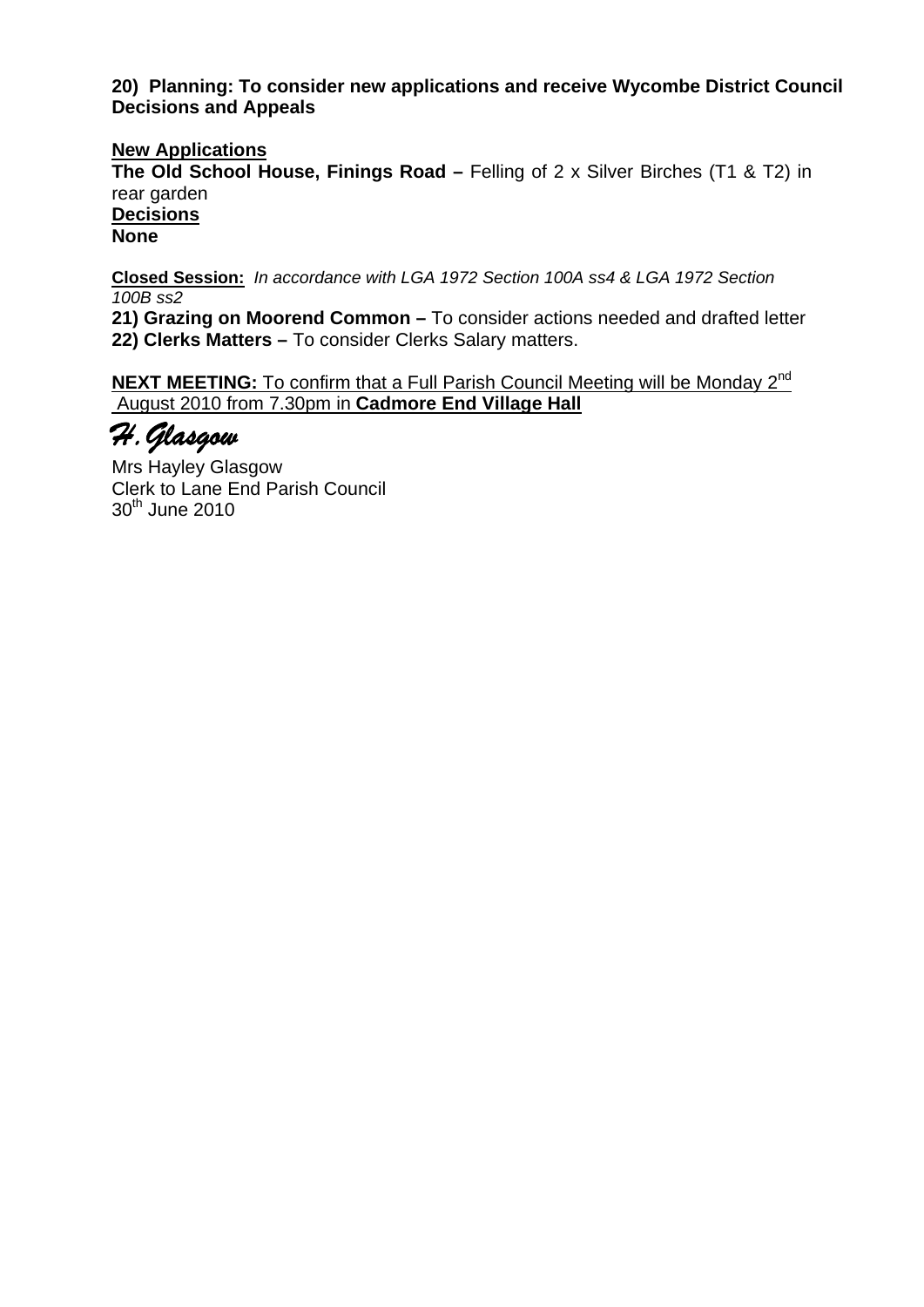**20) Planning: To consider new applications and receive Wycombe District Council Decisions and Appeals**

**New Applications**

**The Old School House, Finings Road –** Felling of 2 x Silver Birches (T1 & T2) in rear garden

**Decisions**

**None**

**Closed Session:** *In accordance with LGA 1972 Section 100A ss4 & LGA 1972 Section 100B ss2*

**21) Grazing on Moorend Common –** To consider actions needed and drafted letter

**22) Clerks Matters –** To consider Clerks Salary matters.

**NEXT MEETING:** To confirm that a Full Parish Council Meeting will be Monday 2nd August 2010 from 7.30pm in **Cadmore End Village Hall**

*H. Glasgow*

Mrs Hayley Glasgow
Clerk to Lane End Parish Council
30th June 2010